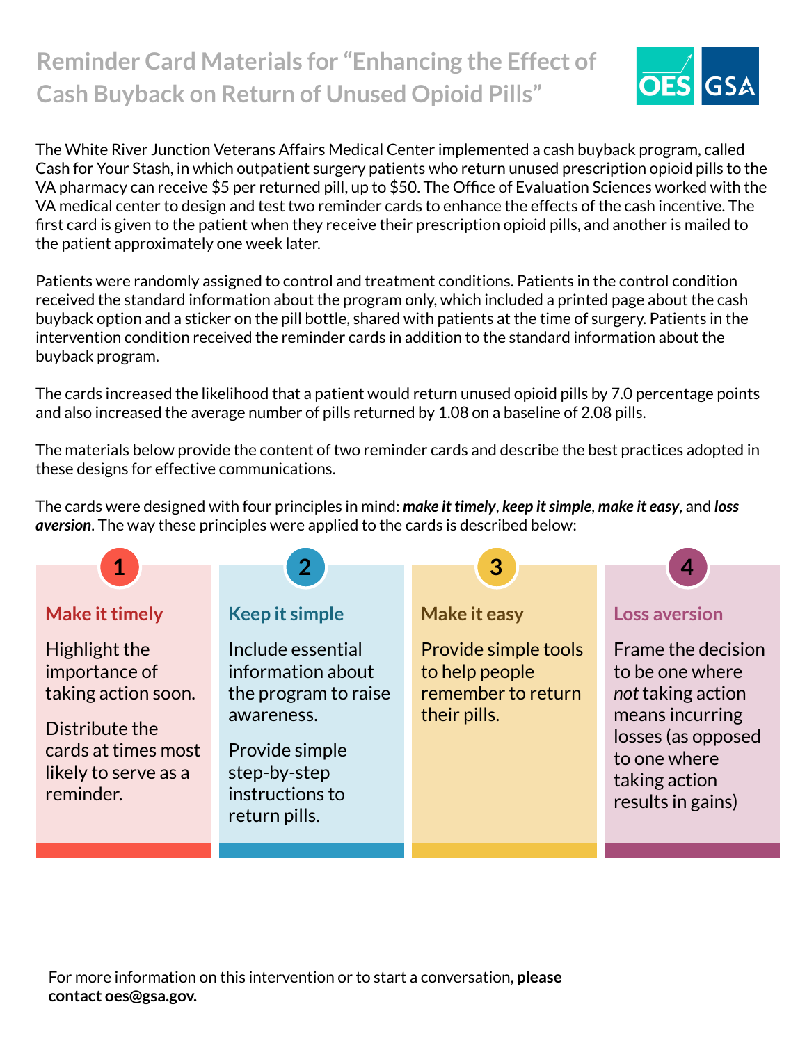# Reminder Card Materials for "Enhancing the Effect of Cash Buyback on Return of Unused Opioid Pills"

The White River Junction Veterans Affairs Medical Center implemented a cash buyback program, called Cash for Your Stash, in which outpatient surgery patients who return unused prescription opioid pills to the VA pharmacy can receive $5 per returned pill, up to $50. The Office of Evaluation Sciences worked with the VA medical center to design and test two reminder cards to enhance the effects of the cash incentive. The first card is given to the patient when they receive their prescription opioid pills, and another is mailed to the patient approximately one week later.

Patients were randomly assigned to control and treatment conditions. Patients in the control condition received the standard information about the program only, which included a printed page about the cash buyback option and a sticker on the pill bottle, shared with patients at the time of surgery. Patients in the intervention condition received the reminder cards in addition to the standard information about the buyback program.

The cards increased the likelihood that a patient would return unused opioid pills by 7.0 percentage points and also increased the average number of pills returned by 1.08 on a baseline of 2.08 pills.

The materials below provide the content of two reminder cards and describe the best practices adopted in these designs for effective communications.

The cards were designed with four principles in mind: ***make it timely***, ***keep it simple***, ***make it easy***, and ***loss aversion***. The way these principles were applied to the cards is described below:

## 1. Make it timely

Highlight the importance of taking action soon.

Distribute the cards at times most likely to serve as a reminder.

## 2. Keep it simple

Include essential information about the program to raise awareness.

Provide simple step-by-step instructions to return pills.

## 3. Make it easy

Provide simple tools to help people remember to return their pills.

## 4. Loss aversion

Frame the decision to be one where *not* taking action means incurring losses (as opposed to one where taking action results in gains)

For more information on this intervention or to start a conversation, **please contact oes@gsa.gov.**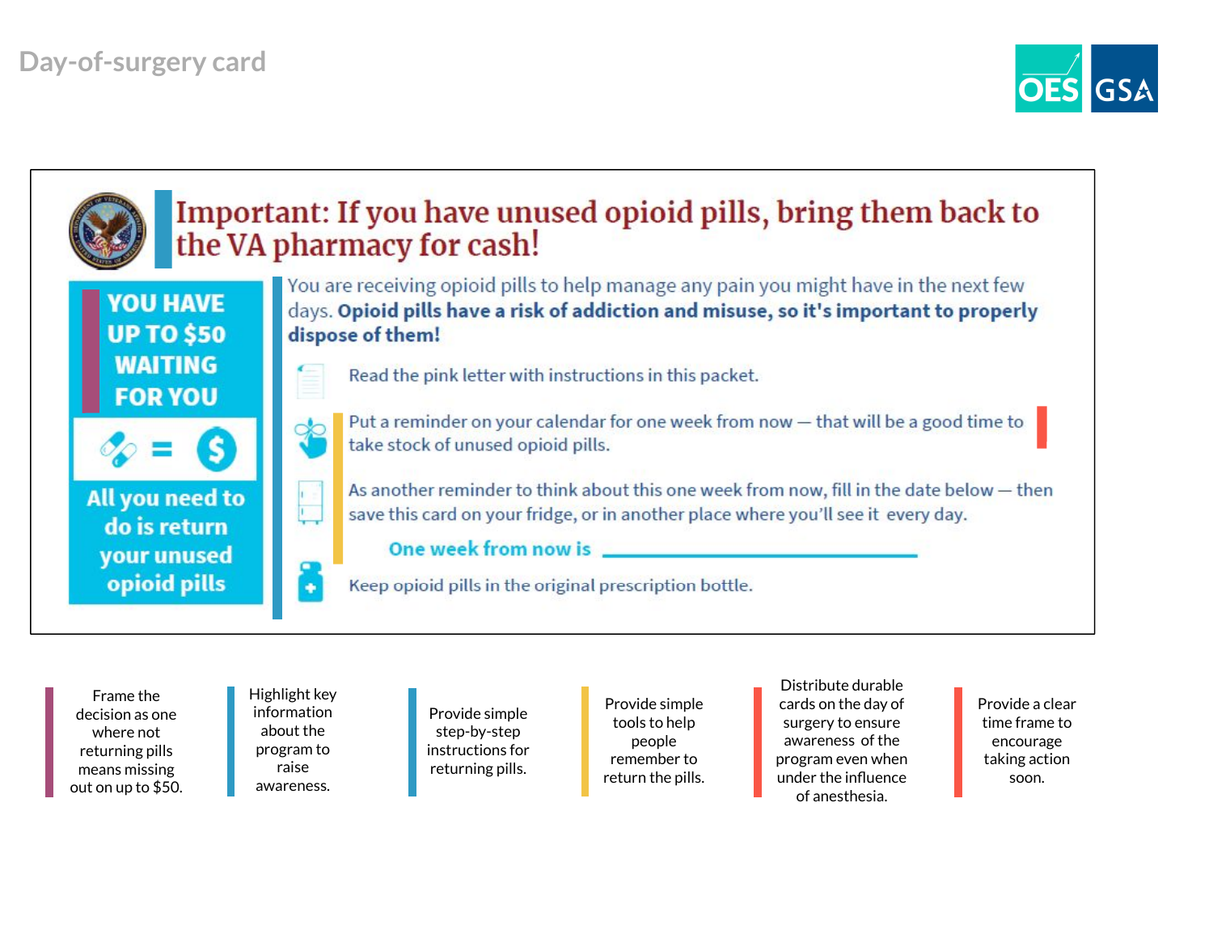# Day-of-surgery card

## Important: If you have unused opioid pills, bring them back to the VA pharmacy for cash!

**YOU HAVE UP TO $50 WAITING FOR YOU**

=

**All you need to do is return your unused opioid pills**

You are receiving opioid pills to help manage any pain you might have in the next few days. **Opioid pills have a risk of addiction and misuse, so it's important to properly dispose of them!**

- Read the pink letter with instructions in this packet.
- Put a reminder on your calendar for one week from now — that will be a good time to take stock of unused opioid pills.
- As another reminder to think about this one week from now, fill in the date below — then save this card on your fridge, or in another place where you'll see it every day.

  **One week from now is** ______________________________

- Keep opioid pills in the original prescription bottle.

---

Frame the decision as one where not returning pills means missing out on up to $50.

Highlight key information about the program to raise awareness.

Provide simple step-by-step instructions for returning pills.

Provide simple tools to help people remember to return the pills.

Distribute durable cards on the day of surgery to ensure awareness of the program even when under the influence of anesthesia.

Provide a clear time frame to encourage taking action soon.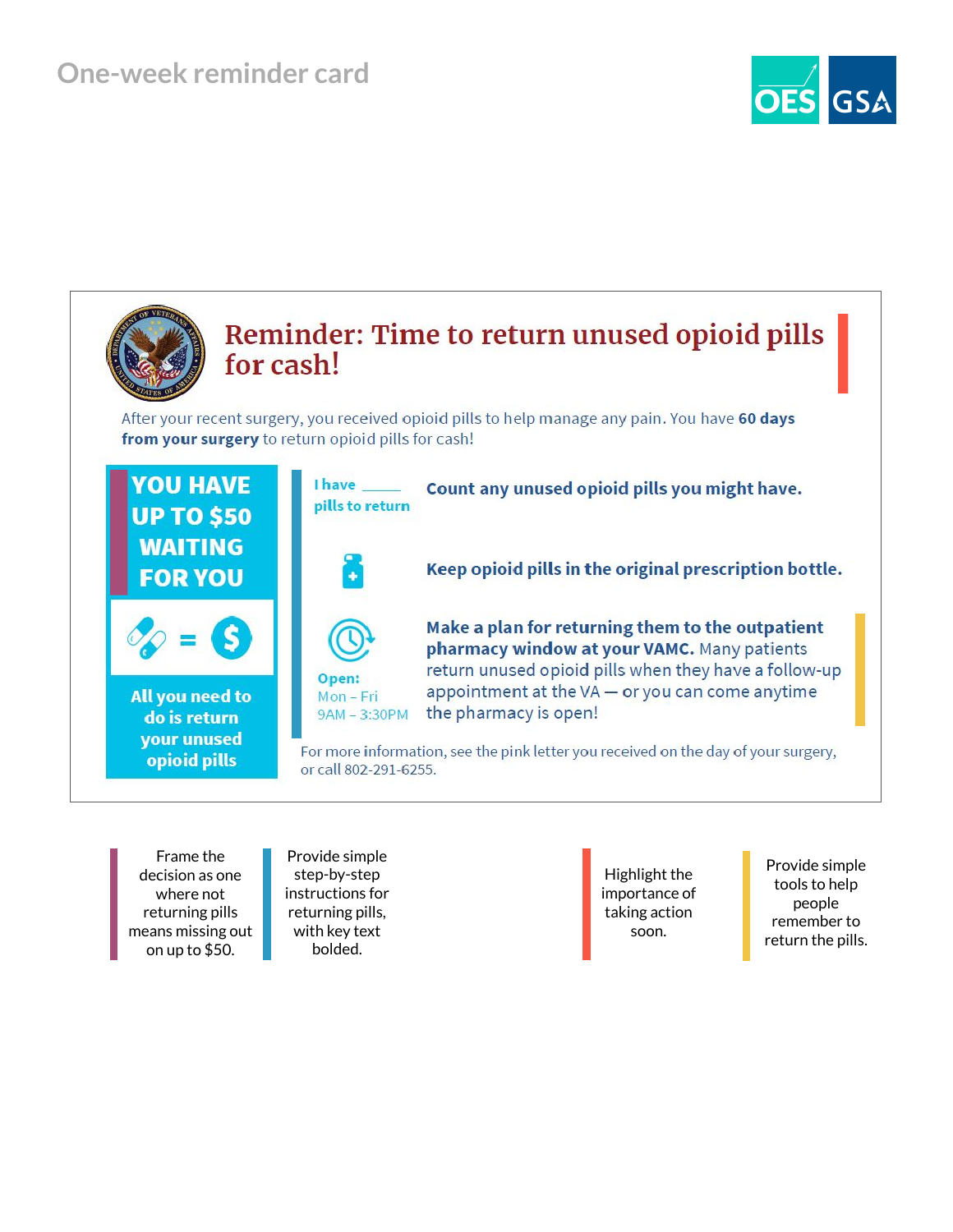# One-week reminder card

## Reminder: Time to return unused opioid pills for cash!

After your recent surgery, you received opioid pills to help manage any pain. You have **60 days from your surgery** to return opioid pills for cash!

**YOU HAVE UP TO $50 WAITING FOR YOU**

**All you need to do is return your unused opioid pills**

**I have _____ pills to return** — **Count any unused opioid pills you might have.**

**Keep opioid pills in the original prescription bottle.**

**Open:** Mon – Fri 9AM – 3:30PM — **Make a plan for returning them to the outpatient pharmacy window at your VAMC.** Many patients return unused opioid pills when they have a follow-up appointment at the VA — or you can come anytime the pharmacy is open!

For more information, see the pink letter you received on the day of your surgery, or call 802-291-6255.

---

- Frame the decision as one where not returning pills means missing out on up to $50.
- Provide simple step-by-step instructions for returning pills, with key text bolded.
- Highlight the importance of taking action soon.
- Provide simple tools to help people remember to return the pills.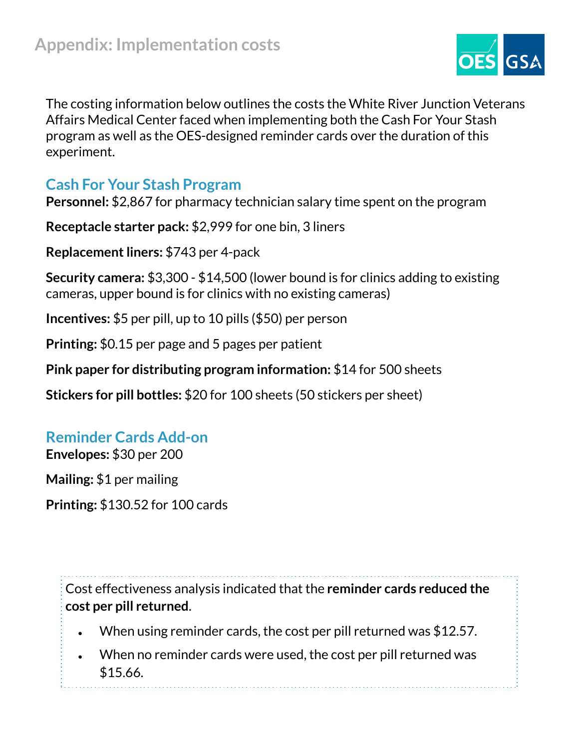# Appendix: Implementation costs

The costing information below outlines the costs the White River Junction Veterans Affairs Medical Center faced when implementing both the Cash For Your Stash program as well as the OES-designed reminder cards over the duration of this experiment.

## Cash For Your Stash Program

**Personnel:** $2,867 for pharmacy technician salary time spent on the program

**Receptacle starter pack:** $2,999 for one bin, 3 liners

**Replacement liners:** $743 per 4-pack

**Security camera:** $3,300 - $14,500 (lower bound is for clinics adding to existing cameras, upper bound is for clinics with no existing cameras)

**Incentives:** $5 per pill, up to 10 pills ($50) per person

**Printing:** $0.15 per page and 5 pages per patient

**Pink paper for distributing program information:** $14 for 500 sheets

**Stickers for pill bottles:** $20 for 100 sheets (50 stickers per sheet)

## Reminder Cards Add-on

**Envelopes:** $30 per 200

**Mailing:** $1 per mailing

**Printing:** $130.52 for 100 cards

Cost effectiveness analysis indicated that the **reminder cards reduced the cost per pill returned**.

- When using reminder cards, the cost per pill returned was $12.57.
- When no reminder cards were used, the cost per pill returned was $15.66.